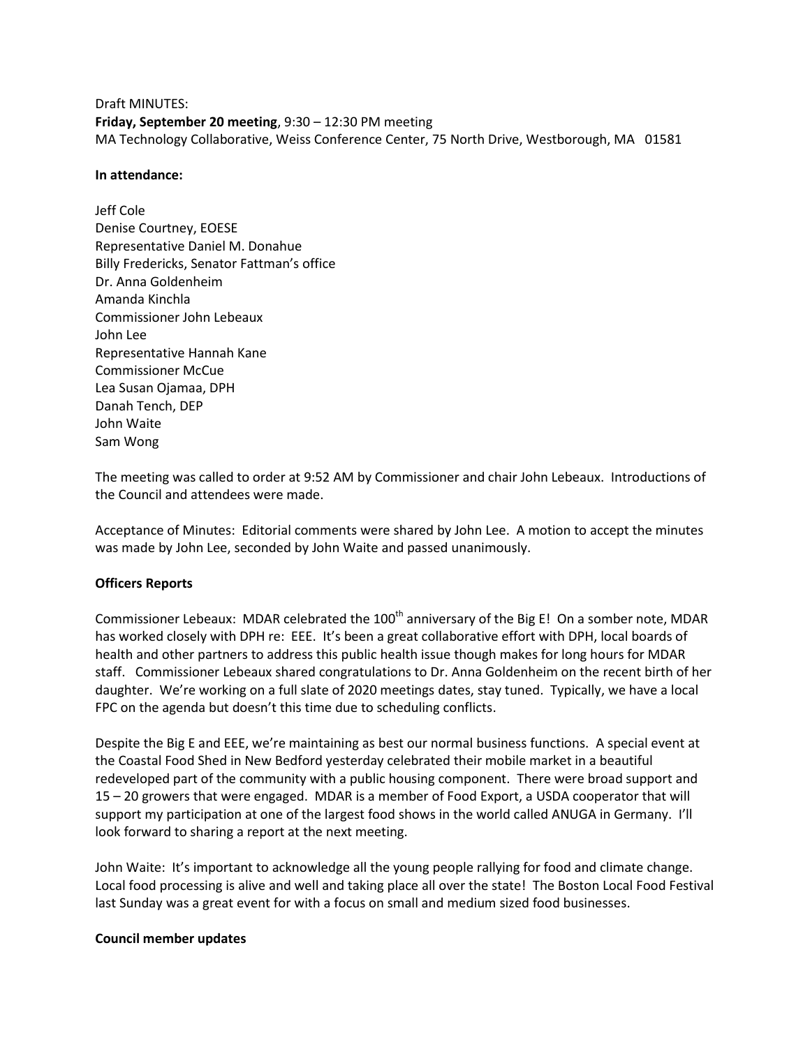Draft MINUTES:
**Friday, September 20 meeting**, 9:30 – 12:30 PM meeting
MA Technology Collaborative, Weiss Conference Center, 75 North Drive, Westborough, MA 01581

**In attendance:**

Jeff Cole
Denise Courtney, EOESE
Representative Daniel M. Donahue
Billy Fredericks, Senator Fattman's office
Dr. Anna Goldenheim
Amanda Kinchla
Commissioner John Lebeaux
John Lee
Representative Hannah Kane
Commissioner McCue
Lea Susan Ojamaa, DPH
Danah Tench, DEP
John Waite
Sam Wong

The meeting was called to order at 9:52 AM by Commissioner and chair John Lebeaux. Introductions of the Council and attendees were made.

Acceptance of Minutes: Editorial comments were shared by John Lee. A motion to accept the minutes was made by John Lee, seconded by John Waite and passed unanimously.

**Officers Reports**

Commissioner Lebeaux: MDAR celebrated the 100th anniversary of the Big E! On a somber note, MDAR has worked closely with DPH re: EEE. It's been a great collaborative effort with DPH, local boards of health and other partners to address this public health issue though makes for long hours for MDAR staff. Commissioner Lebeaux shared congratulations to Dr. Anna Goldenheim on the recent birth of her daughter. We're working on a full slate of 2020 meetings dates, stay tuned. Typically, we have a local FPC on the agenda but doesn't this time due to scheduling conflicts.

Despite the Big E and EEE, we're maintaining as best our normal business functions. A special event at the Coastal Food Shed in New Bedford yesterday celebrated their mobile market in a beautiful redeveloped part of the community with a public housing component. There were broad support and 15 – 20 growers that were engaged. MDAR is a member of Food Export, a USDA cooperator that will support my participation at one of the largest food shows in the world called ANUGA in Germany. I'll look forward to sharing a report at the next meeting.

John Waite: It's important to acknowledge all the young people rallying for food and climate change. Local food processing is alive and well and taking place all over the state! The Boston Local Food Festival last Sunday was a great event for with a focus on small and medium sized food businesses.

**Council member updates**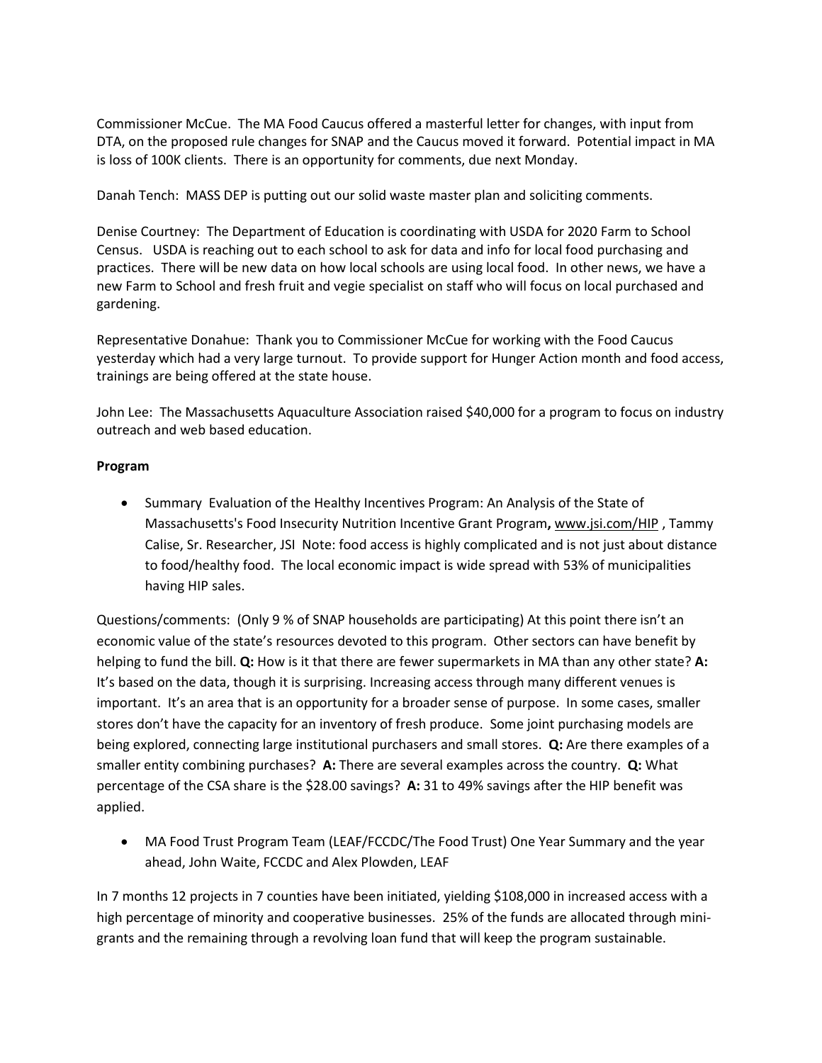Commissioner McCue. The MA Food Caucus offered a masterful letter for changes, with input from DTA, on the proposed rule changes for SNAP and the Caucus moved it forward. Potential impact in MA is loss of 100K clients. There is an opportunity for comments, due next Monday.

Danah Tench: MASS DEP is putting out our solid waste master plan and soliciting comments.

Denise Courtney: The Department of Education is coordinating with USDA for 2020 Farm to School Census. USDA is reaching out to each school to ask for data and info for local food purchasing and practices. There will be new data on how local schools are using local food. In other news, we have a new Farm to School and fresh fruit and vegie specialist on staff who will focus on local purchased and gardening.

Representative Donahue: Thank you to Commissioner McCue for working with the Food Caucus yesterday which had a very large turnout. To provide support for Hunger Action month and food access, trainings are being offered at the state house.

John Lee: The Massachusetts Aquaculture Association raised $40,000 for a program to focus on industry outreach and web based education.

**Program**

- Summary Evaluation of the Healthy Incentives Program: An Analysis of the State of Massachusetts's Food Insecurity Nutrition Incentive Grant Program**,** www.jsi.com/HIP , Tammy Calise, Sr. Researcher, JSI Note: food access is highly complicated and is not just about distance to food/healthy food. The local economic impact is wide spread with 53% of municipalities having HIP sales.

Questions/comments: (Only 9 % of SNAP households are participating) At this point there isn't an economic value of the state's resources devoted to this program. Other sectors can have benefit by helping to fund the bill. **Q:** How is it that there are fewer supermarkets in MA than any other state? **A:** It's based on the data, though it is surprising. Increasing access through many different venues is important. It's an area that is an opportunity for a broader sense of purpose. In some cases, smaller stores don't have the capacity for an inventory of fresh produce. Some joint purchasing models are being explored, connecting large institutional purchasers and small stores. **Q:** Are there examples of a smaller entity combining purchases? **A:** There are several examples across the country. **Q:** What percentage of the CSA share is the $28.00 savings? **A:** 31 to 49% savings after the HIP benefit was applied.

- MA Food Trust Program Team (LEAF/FCCDC/The Food Trust) One Year Summary and the year ahead, John Waite, FCCDC and Alex Plowden, LEAF

In 7 months 12 projects in 7 counties have been initiated, yielding $108,000 in increased access with a high percentage of minority and cooperative businesses. 25% of the funds are allocated through mini-grants and the remaining through a revolving loan fund that will keep the program sustainable.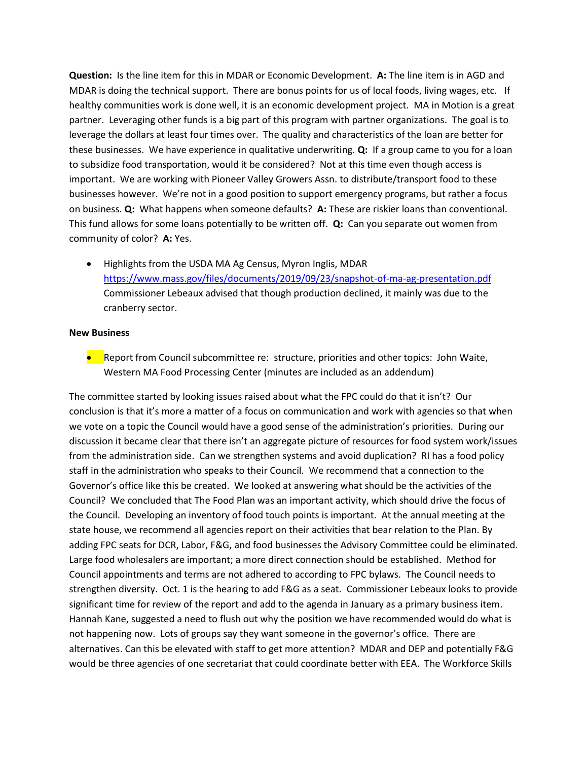**Question:** Is the line item for this in MDAR or Economic Development. **A:** The line item is in AGD and MDAR is doing the technical support. There are bonus points for us of local foods, living wages, etc. If healthy communities work is done well, it is an economic development project. MA in Motion is a great partner. Leveraging other funds is a big part of this program with partner organizations. The goal is to leverage the dollars at least four times over. The quality and characteristics of the loan are better for these businesses. We have experience in qualitative underwriting. **Q:** If a group came to you for a loan to subsidize food transportation, would it be considered? Not at this time even though access is important. We are working with Pioneer Valley Growers Assn. to distribute/transport food to these businesses however. We're not in a good position to support emergency programs, but rather a focus on business. **Q:** What happens when someone defaults? **A:** These are riskier loans than conventional. This fund allows for some loans potentially to be written off. **Q:** Can you separate out women from community of color? **A:** Yes.

- Highlights from the USDA MA Ag Census, Myron Inglis, MDAR https://www.mass.gov/files/documents/2019/09/23/snapshot-of-ma-ag-presentation.pdf Commissioner Lebeaux advised that though production declined, it mainly was due to the cranberry sector.

**New Business**

- Report from Council subcommittee re: structure, priorities and other topics: John Waite, Western MA Food Processing Center (minutes are included as an addendum)

The committee started by looking issues raised about what the FPC could do that it isn't? Our conclusion is that it's more a matter of a focus on communication and work with agencies so that when we vote on a topic the Council would have a good sense of the administration's priorities. During our discussion it became clear that there isn't an aggregate picture of resources for food system work/issues from the administration side. Can we strengthen systems and avoid duplication? RI has a food policy staff in the administration who speaks to their Council. We recommend that a connection to the Governor's office like this be created. We looked at answering what should be the activities of the Council? We concluded that The Food Plan was an important activity, which should drive the focus of the Council. Developing an inventory of food touch points is important. At the annual meeting at the state house, we recommend all agencies report on their activities that bear relation to the Plan. By adding FPC seats for DCR, Labor, F&G, and food businesses the Advisory Committee could be eliminated. Large food wholesalers are important; a more direct connection should be established. Method for Council appointments and terms are not adhered to according to FPC bylaws. The Council needs to strengthen diversity. Oct. 1 is the hearing to add F&G as a seat. Commissioner Lebeaux looks to provide significant time for review of the report and add to the agenda in January as a primary business item. Hannah Kane, suggested a need to flush out why the position we have recommended would do what is not happening now. Lots of groups say they want someone in the governor's office. There are alternatives. Can this be elevated with staff to get more attention? MDAR and DEP and potentially F&G would be three agencies of one secretariat that could coordinate better with EEA. The Workforce Skills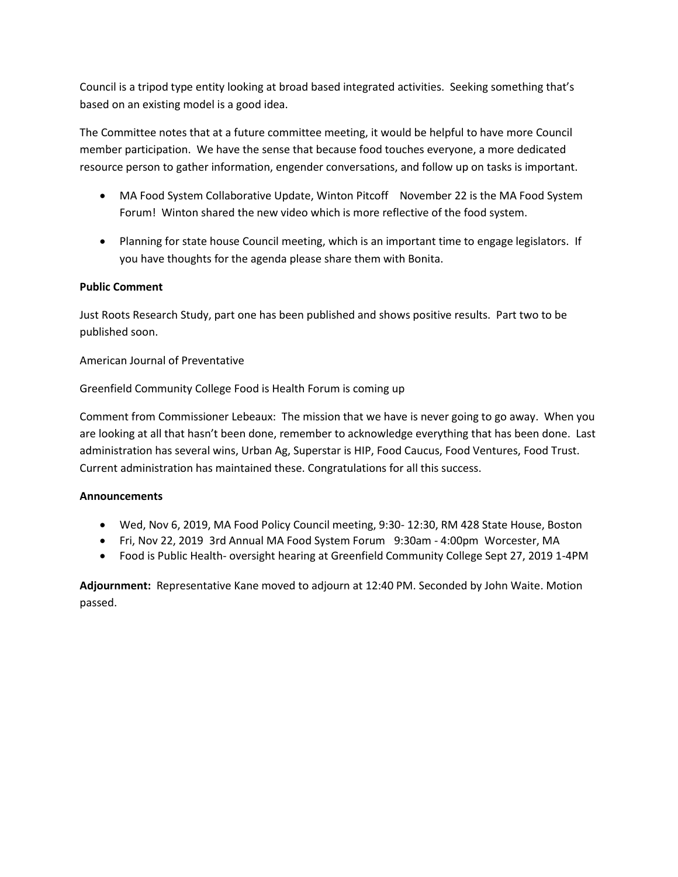Council is a tripod type entity looking at broad based integrated activities. Seeking something that's based on an existing model is a good idea.

The Committee notes that at a future committee meeting, it would be helpful to have more Council member participation. We have the sense that because food touches everyone, a more dedicated resource person to gather information, engender conversations, and follow up on tasks is important.

- MA Food System Collaborative Update, Winton Pitcoff November 22 is the MA Food System Forum! Winton shared the new video which is more reflective of the food system.
- Planning for state house Council meeting, which is an important time to engage legislators. If you have thoughts for the agenda please share them with Bonita.

**Public Comment**

Just Roots Research Study, part one has been published and shows positive results. Part two to be published soon.

American Journal of Preventative

Greenfield Community College Food is Health Forum is coming up

Comment from Commissioner Lebeaux: The mission that we have is never going to go away. When you are looking at all that hasn't been done, remember to acknowledge everything that has been done. Last administration has several wins, Urban Ag, Superstar is HIP, Food Caucus, Food Ventures, Food Trust. Current administration has maintained these. Congratulations for all this success.

**Announcements**

- Wed, Nov 6, 2019, MA Food Policy Council meeting, 9:30- 12:30, RM 428 State House, Boston
- Fri, Nov 22, 2019 3rd Annual MA Food System Forum 9:30am - 4:00pm Worcester, MA
- Food is Public Health- oversight hearing at Greenfield Community College Sept 27, 2019 1-4PM

**Adjournment:** Representative Kane moved to adjourn at 12:40 PM. Seconded by John Waite. Motion passed.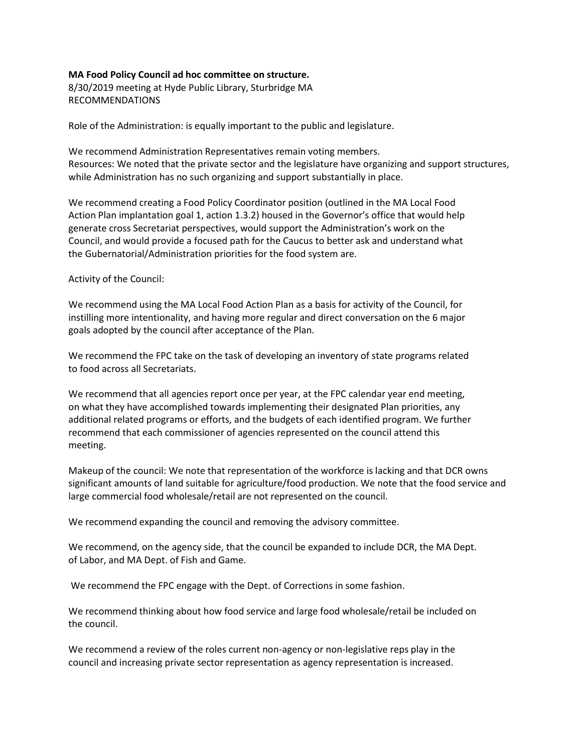**MA Food Policy Council ad hoc committee on structure.**
8/30/2019 meeting at Hyde Public Library, Sturbridge MA
RECOMMENDATIONS

Role of the Administration: is equally important to the public and legislature.

We recommend Administration Representatives remain voting members.
Resources: We noted that the private sector and the legislature have organizing and support structures, while Administration has no such organizing and support substantially in place.

We recommend creating a Food Policy Coordinator position (outlined in the MA Local Food Action Plan implantation goal 1, action 1.3.2) housed in the Governor's office that would help generate cross Secretariat perspectives, would support the Administration's work on the Council, and would provide a focused path for the Caucus to better ask and understand what the Gubernatorial/Administration priorities for the food system are.

Activity of the Council:

We recommend using the MA Local Food Action Plan as a basis for activity of the Council, for instilling more intentionality, and having more regular and direct conversation on the 6 major goals adopted by the council after acceptance of the Plan.

We recommend the FPC take on the task of developing an inventory of state programs related to food across all Secretariats.

We recommend that all agencies report once per year, at the FPC calendar year end meeting, on what they have accomplished towards implementing their designated Plan priorities, any additional related programs or efforts, and the budgets of each identified program. We further recommend that each commissioner of agencies represented on the council attend this meeting.

Makeup of the council: We note that representation of the workforce is lacking and that DCR owns significant amounts of land suitable for agriculture/food production. We note that the food service and large commercial food wholesale/retail are not represented on the council.

We recommend expanding the council and removing the advisory committee.

We recommend, on the agency side, that the council be expanded to include DCR, the MA Dept. of Labor, and MA Dept. of Fish and Game.

We recommend the FPC engage with the Dept. of Corrections in some fashion.

We recommend thinking about how food service and large food wholesale/retail be included on the council.

We recommend a review of the roles current non-agency or non-legislative reps play in the council and increasing private sector representation as agency representation is increased.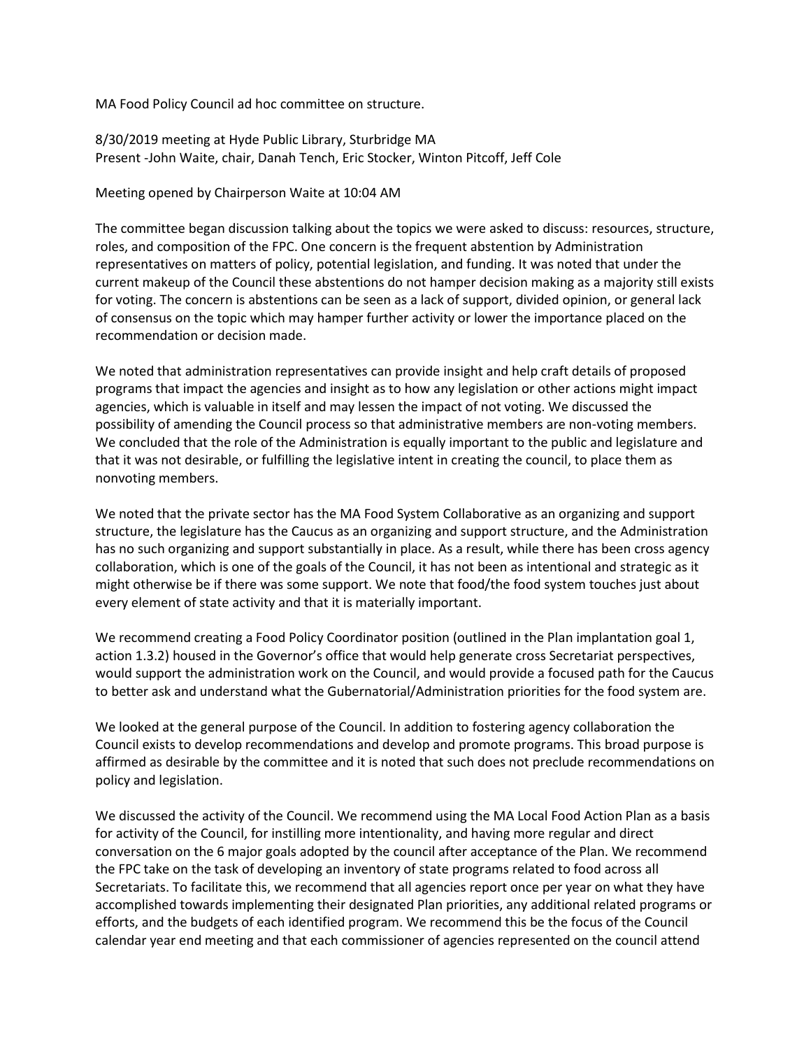MA Food Policy Council ad hoc committee on structure.

8/30/2019 meeting at Hyde Public Library, Sturbridge MA
Present -John Waite, chair, Danah Tench, Eric Stocker, Winton Pitcoff, Jeff Cole

Meeting opened by Chairperson Waite at 10:04 AM

The committee began discussion talking about the topics we were asked to discuss: resources, structure, roles, and composition of the FPC. One concern is the frequent abstention by Administration representatives on matters of policy, potential legislation, and funding. It was noted that under the current makeup of the Council these abstentions do not hamper decision making as a majority still exists for voting. The concern is abstentions can be seen as a lack of support, divided opinion, or general lack of consensus on the topic which may hamper further activity or lower the importance placed on the recommendation or decision made.

We noted that administration representatives can provide insight and help craft details of proposed programs that impact the agencies and insight as to how any legislation or other actions might impact agencies, which is valuable in itself and may lessen the impact of not voting. We discussed the possibility of amending the Council process so that administrative members are non-voting members. We concluded that the role of the Administration is equally important to the public and legislature and that it was not desirable, or fulfilling the legislative intent in creating the council, to place them as nonvoting members.

We noted that the private sector has the MA Food System Collaborative as an organizing and support structure, the legislature has the Caucus as an organizing and support structure, and the Administration has no such organizing and support substantially in place. As a result, while there has been cross agency collaboration, which is one of the goals of the Council, it has not been as intentional and strategic as it might otherwise be if there was some support. We note that food/the food system touches just about every element of state activity and that it is materially important.

We recommend creating a Food Policy Coordinator position (outlined in the Plan implantation goal 1, action 1.3.2) housed in the Governor's office that would help generate cross Secretariat perspectives, would support the administration work on the Council, and would provide a focused path for the Caucus to better ask and understand what the Gubernatorial/Administration priorities for the food system are.

We looked at the general purpose of the Council. In addition to fostering agency collaboration the Council exists to develop recommendations and develop and promote programs. This broad purpose is affirmed as desirable by the committee and it is noted that such does not preclude recommendations on policy and legislation.

We discussed the activity of the Council. We recommend using the MA Local Food Action Plan as a basis for activity of the Council, for instilling more intentionality, and having more regular and direct conversation on the 6 major goals adopted by the council after acceptance of the Plan. We recommend the FPC take on the task of developing an inventory of state programs related to food across all Secretariats. To facilitate this, we recommend that all agencies report once per year on what they have accomplished towards implementing their designated Plan priorities, any additional related programs or efforts, and the budgets of each identified program. We recommend this be the focus of the Council calendar year end meeting and that each commissioner of agencies represented on the council attend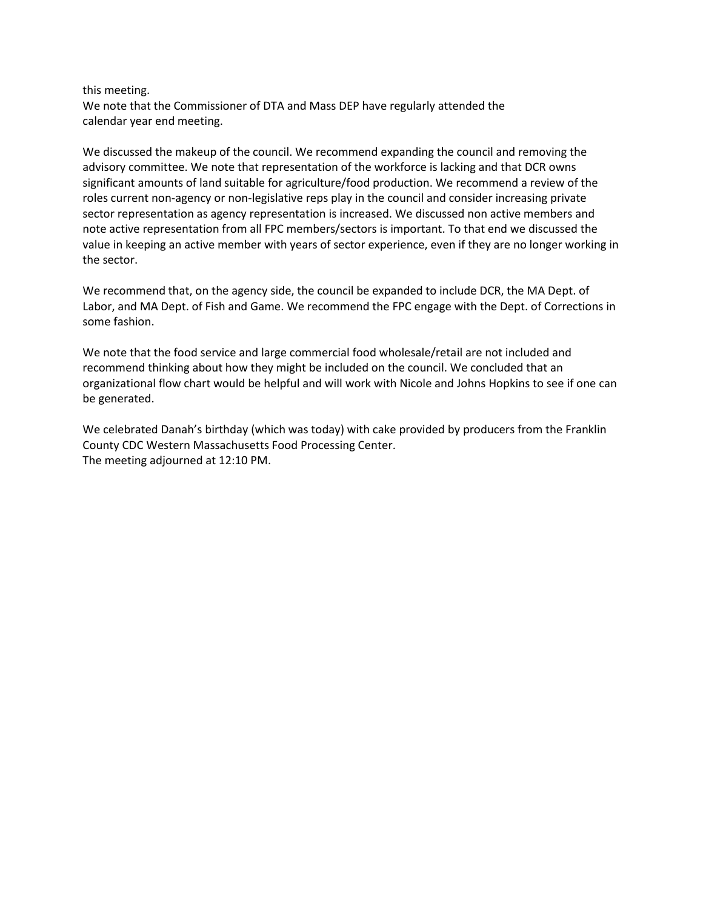this meeting.
We note that the Commissioner of DTA and Mass DEP have regularly attended the calendar year end meeting.

We discussed the makeup of the council. We recommend expanding the council and removing the advisory committee. We note that representation of the workforce is lacking and that DCR owns significant amounts of land suitable for agriculture/food production. We recommend a review of the roles current non-agency or non-legislative reps play in the council and consider increasing private sector representation as agency representation is increased. We discussed non active members and note active representation from all FPC members/sectors is important. To that end we discussed the value in keeping an active member with years of sector experience, even if they are no longer working in the sector.

We recommend that, on the agency side, the council be expanded to include DCR, the MA Dept. of Labor, and MA Dept. of Fish and Game. We recommend the FPC engage with the Dept. of Corrections in some fashion.

We note that the food service and large commercial food wholesale/retail are not included and recommend thinking about how they might be included on the council. We concluded that an organizational flow chart would be helpful and will work with Nicole and Johns Hopkins to see if one can be generated.

We celebrated Danah's birthday (which was today) with cake provided by producers from the Franklin County CDC Western Massachusetts Food Processing Center.
The meeting adjourned at 12:10 PM.